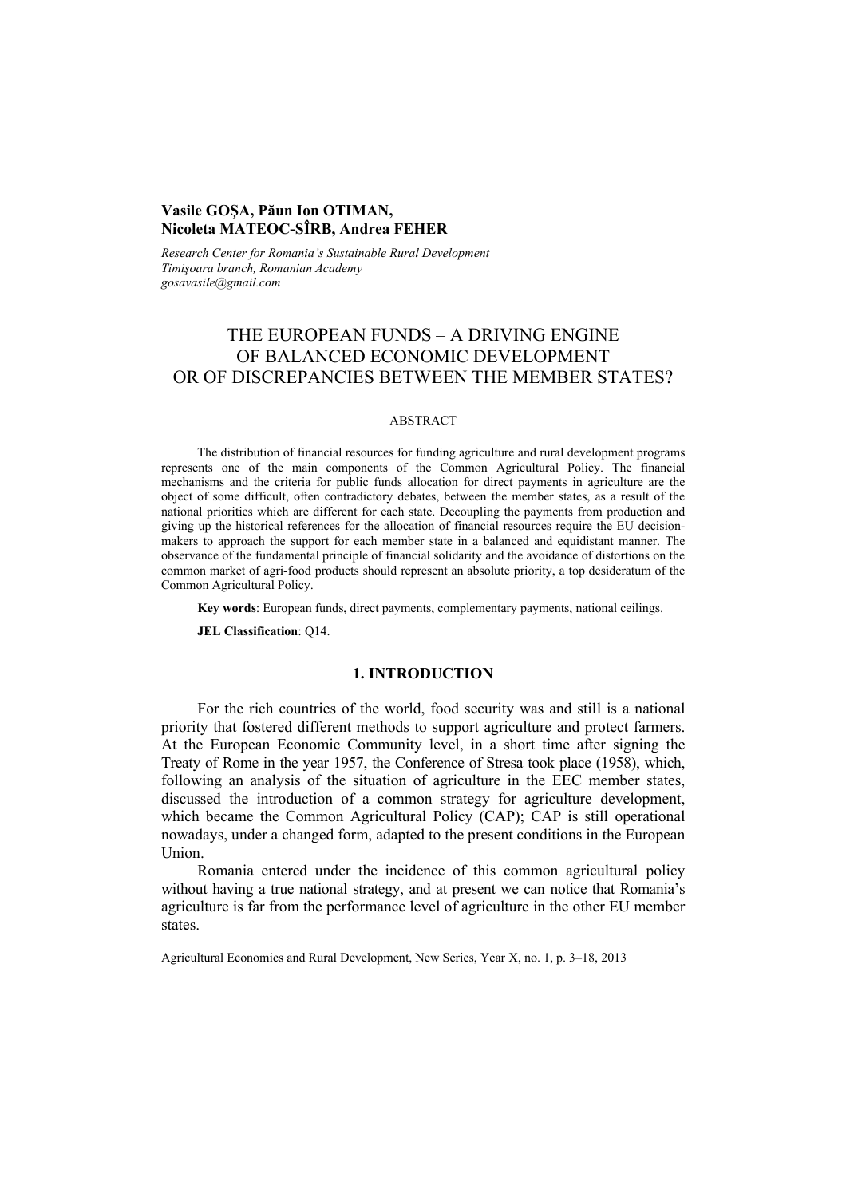**Vasile GOŞA, Păun Ion OTIMAN,**
**Nicoleta MATEOC-SÎRB, Andrea FEHER**

*Research Center for Romania's Sustainable Rural Development*
*Timişoara branch, Romanian Academy*
*gosavasile@gmail.com*

# THE EUROPEAN FUNDS – A DRIVING ENGINE OF BALANCED ECONOMIC DEVELOPMENT OR OF DISCREPANCIES BETWEEN THE MEMBER STATES?

ABSTRACT

The distribution of financial resources for funding agriculture and rural development programs represents one of the main components of the Common Agricultural Policy. The financial mechanisms and the criteria for public funds allocation for direct payments in agriculture are the object of some difficult, often contradictory debates, between the member states, as a result of the national priorities which are different for each state. Decoupling the payments from production and giving up the historical references for the allocation of financial resources require the EU decision-makers to approach the support for each member state in a balanced and equidistant manner. The observance of the fundamental principle of financial solidarity and the avoidance of distortions on the common market of agri-food products should represent an absolute priority, a top desideratum of the Common Agricultural Policy.

**Key words**: European funds, direct payments, complementary payments, national ceilings.

**JEL Classification**: Q14.

## 1. INTRODUCTION

For the rich countries of the world, food security was and still is a national priority that fostered different methods to support agriculture and protect farmers. At the European Economic Community level, in a short time after signing the Treaty of Rome in the year 1957, the Conference of Stresa took place (1958), which, following an analysis of the situation of agriculture in the EEC member states, discussed the introduction of a common strategy for agriculture development, which became the Common Agricultural Policy (CAP); CAP is still operational nowadays, under a changed form, adapted to the present conditions in the European Union.

Romania entered under the incidence of this common agricultural policy without having a true national strategy, and at present we can notice that Romania's agriculture is far from the performance level of agriculture in the other EU member states.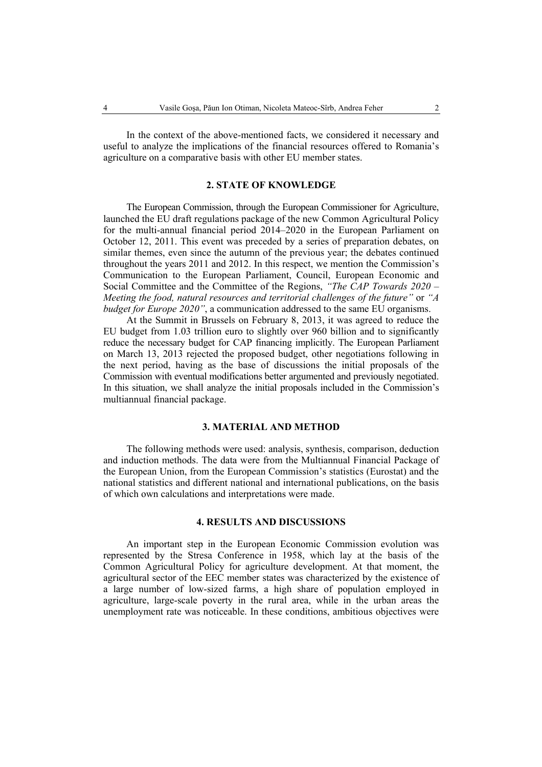In the context of the above-mentioned facts, we considered it necessary and useful to analyze the implications of the financial resources offered to Romania's agriculture on a comparative basis with other EU member states.

## 2. STATE OF KNOWLEDGE

The European Commission, through the European Commissioner for Agriculture, launched the EU draft regulations package of the new Common Agricultural Policy for the multi-annual financial period 2014–2020 in the European Parliament on October 12, 2011. This event was preceded by a series of preparation debates, on similar themes, even since the autumn of the previous year; the debates continued throughout the years 2011 and 2012. In this respect, we mention the Commission's Communication to the European Parliament, Council, European Economic and Social Committee and the Committee of the Regions, *"The CAP Towards 2020 – Meeting the food, natural resources and territorial challenges of the future"* or *"A budget for Europe 2020"*, a communication addressed to the same EU organisms.

At the Summit in Brussels on February 8, 2013, it was agreed to reduce the EU budget from 1.03 trillion euro to slightly over 960 billion and to significantly reduce the necessary budget for CAP financing implicitly. The European Parliament on March 13, 2013 rejected the proposed budget, other negotiations following in the next period, having as the base of discussions the initial proposals of the Commission with eventual modifications better argumented and previously negotiated. In this situation, we shall analyze the initial proposals included in the Commission's multiannual financial package.

## 3. MATERIAL AND METHOD

The following methods were used: analysis, synthesis, comparison, deduction and induction methods. The data were from the Multiannual Financial Package of the European Union, from the European Commission's statistics (Eurostat) and the national statistics and different national and international publications, on the basis of which own calculations and interpretations were made.

## 4. RESULTS AND DISCUSSIONS

An important step in the European Economic Commission evolution was represented by the Stresa Conference in 1958, which lay at the basis of the Common Agricultural Policy for agriculture development. At that moment, the agricultural sector of the EEC member states was characterized by the existence of a large number of low-sized farms, a high share of population employed in agriculture, large-scale poverty in the rural area, while in the urban areas the unemployment rate was noticeable. In these conditions, ambitious objectives were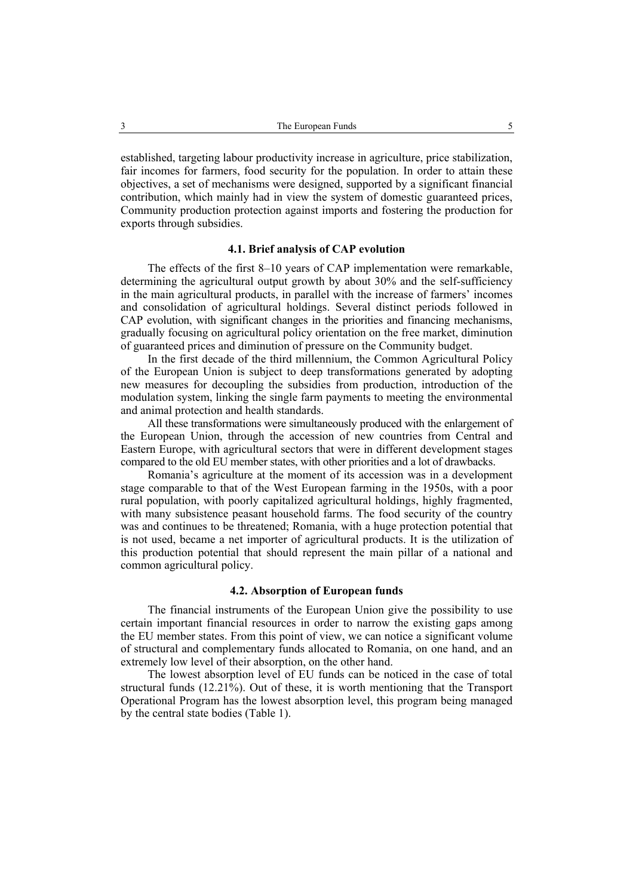established, targeting labour productivity increase in agriculture, price stabilization, fair incomes for farmers, food security for the population. In order to attain these objectives, a set of mechanisms were designed, supported by a significant financial contribution, which mainly had in view the system of domestic guaranteed prices, Community production protection against imports and fostering the production for exports through subsidies.

### 4.1. Brief analysis of CAP evolution

The effects of the first 8–10 years of CAP implementation were remarkable, determining the agricultural output growth by about 30% and the self-sufficiency in the main agricultural products, in parallel with the increase of farmers' incomes and consolidation of agricultural holdings. Several distinct periods followed in CAP evolution, with significant changes in the priorities and financing mechanisms, gradually focusing on agricultural policy orientation on the free market, diminution of guaranteed prices and diminution of pressure on the Community budget.

In the first decade of the third millennium, the Common Agricultural Policy of the European Union is subject to deep transformations generated by adopting new measures for decoupling the subsidies from production, introduction of the modulation system, linking the single farm payments to meeting the environmental and animal protection and health standards.

All these transformations were simultaneously produced with the enlargement of the European Union, through the accession of new countries from Central and Eastern Europe, with agricultural sectors that were in different development stages compared to the old EU member states, with other priorities and a lot of drawbacks.

Romania's agriculture at the moment of its accession was in a development stage comparable to that of the West European farming in the 1950s, with a poor rural population, with poorly capitalized agricultural holdings, highly fragmented, with many subsistence peasant household farms. The food security of the country was and continues to be threatened; Romania, with a huge protection potential that is not used, became a net importer of agricultural products. It is the utilization of this production potential that should represent the main pillar of a national and common agricultural policy.

### 4.2. Absorption of European funds

The financial instruments of the European Union give the possibility to use certain important financial resources in order to narrow the existing gaps among the EU member states. From this point of view, we can notice a significant volume of structural and complementary funds allocated to Romania, on one hand, and an extremely low level of their absorption, on the other hand.

The lowest absorption level of EU funds can be noticed in the case of total structural funds (12.21%). Out of these, it is worth mentioning that the Transport Operational Program has the lowest absorption level, this program being managed by the central state bodies (Table 1).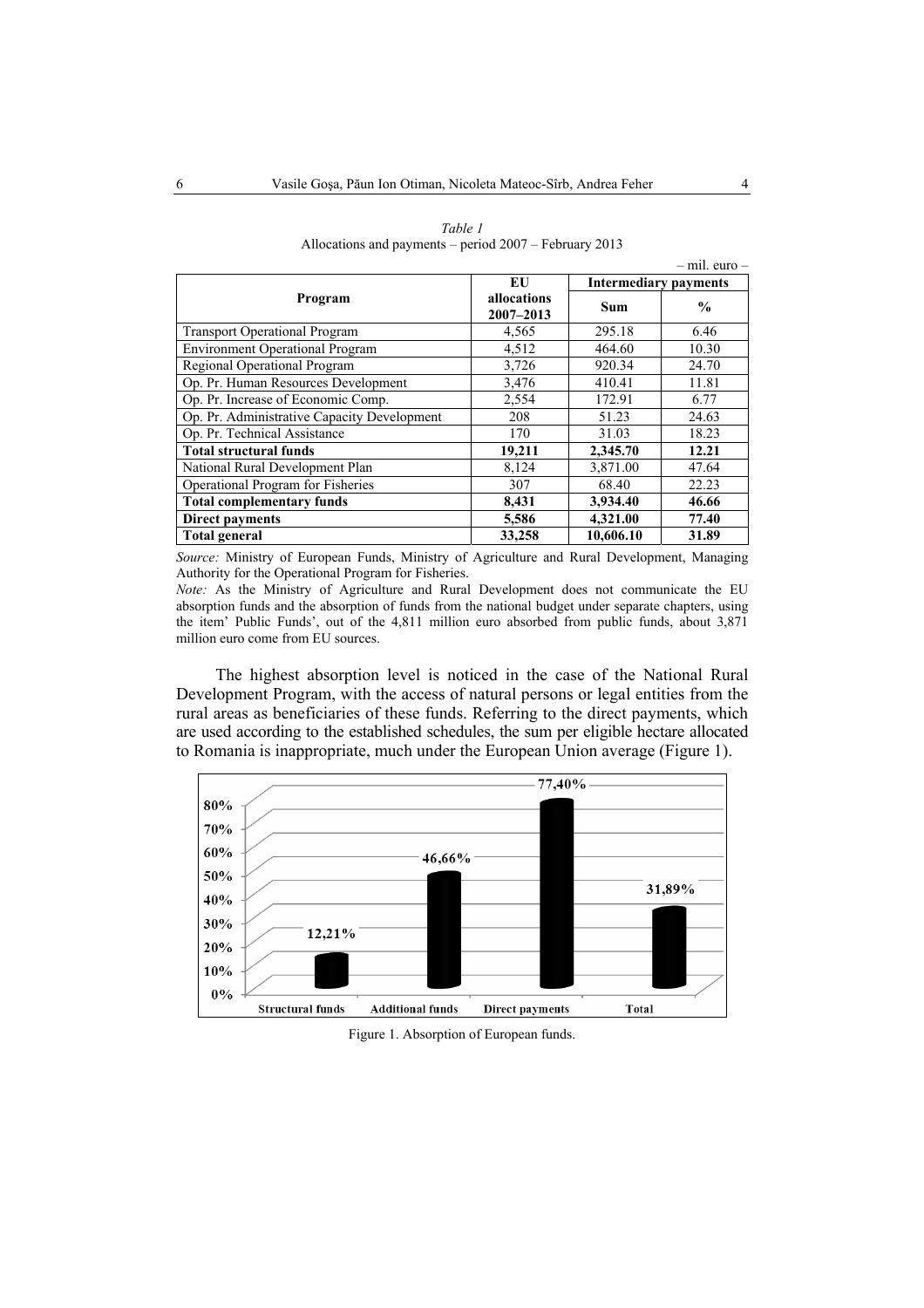*Table 1*
Allocations and payments – period 2007 – February 2013

– mil. euro –

| Program | EU allocations 2007–2013 | Intermediary payments | |
|---|---|---|---|
| | | Sum | % |
| Transport Operational Program | 4,565 | 295.18 | 6.46 |
| Environment Operational Program | 4,512 | 464.60 | 10.30 |
| Regional Operational Program | 3,726 | 920.34 | 24.70 |
| Op. Pr. Human Resources Development | 3,476 | 410.41 | 11.81 |
| Op. Pr. Increase of Economic Comp. | 2,554 | 172.91 | 6.77 |
| Op. Pr. Administrative Capacity Development | 208 | 51.23 | 24.63 |
| Op. Pr. Technical Assistance | 170 | 31.03 | 18.23 |
| **Total structural funds** | **19,211** | **2,345.70** | **12.21** |
| National Rural Development Plan | 8,124 | 3,871.00 | 47.64 |
| Operational Program for Fisheries | 307 | 68.40 | 22.23 |
| **Total complementary funds** | **8,431** | **3,934.40** | **46.66** |
| **Direct payments** | **5,586** | **4,321.00** | **77.40** |
| **Total general** | **33,258** | **10,606.10** | **31.89** |

*Source:* Ministry of European Funds, Ministry of Agriculture and Rural Development, Managing Authority for the Operational Program for Fisheries.

*Note:* As the Ministry of Agriculture and Rural Development does not communicate the EU absorption funds and the absorption of funds from the national budget under separate chapters, using the item' Public Funds', out of the 4,811 million euro absorbed from public funds, about 3,871 million euro come from EU sources.

The highest absorption level is noticed in the case of the National Rural Development Program, with the access of natural persons or legal entities from the rural areas as beneficiaries of these funds. Referring to the direct payments, which are used according to the established schedules, the sum per eligible hectare allocated to Romania is inappropriate, much under the European Union average (Figure 1).

Figure 1. Absorption of European funds.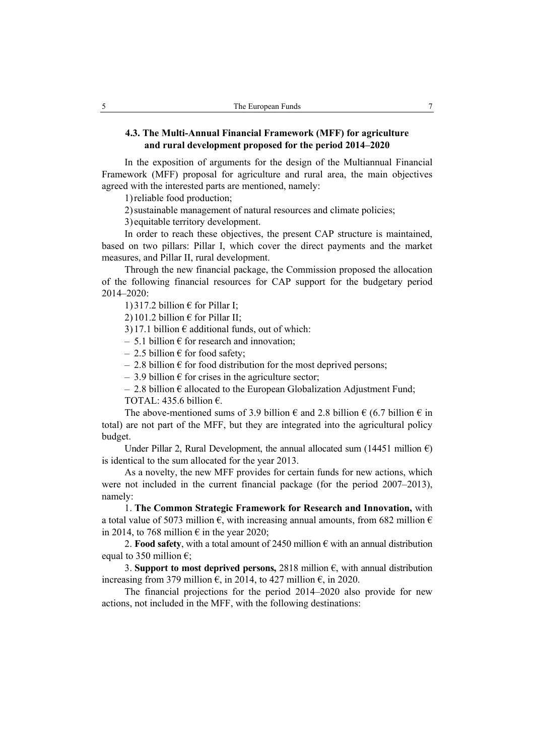### 4.3. The Multi-Annual Financial Framework (MFF) for agriculture and rural development proposed for the period 2014–2020

In the exposition of arguments for the design of the Multiannual Financial Framework (MFF) proposal for agriculture and rural area, the main objectives agreed with the interested parts are mentioned, namely:

1) reliable food production;

2) sustainable management of natural resources and climate policies;

3) equitable territory development.

In order to reach these objectives, the present CAP structure is maintained, based on two pillars: Pillar I, which cover the direct payments and the market measures, and Pillar II, rural development.

Through the new financial package, the Commission proposed the allocation of the following financial resources for CAP support for the budgetary period 2014–2020:

1) 317.2 billion € for Pillar I;

2) 101.2 billion € for Pillar II;

3) 17.1 billion € additional funds, out of which:

– 5.1 billion € for research and innovation;

– 2.5 billion € for food safety;

– 2.8 billion € for food distribution for the most deprived persons;

– 3.9 billion € for crises in the agriculture sector;

– 2.8 billion € allocated to the European Globalization Adjustment Fund;

TOTAL: 435.6 billion €.

The above-mentioned sums of 3.9 billion € and 2.8 billion € (6.7 billion € in total) are not part of the MFF, but they are integrated into the agricultural policy budget.

Under Pillar 2, Rural Development, the annual allocated sum (14451 million €) is identical to the sum allocated for the year 2013.

As a novelty, the new MFF provides for certain funds for new actions, which were not included in the current financial package (for the period 2007–2013), namely:

1. **The Common Strategic Framework for Research and Innovation,** with a total value of 5073 million €, with increasing annual amounts, from 682 million € in 2014, to 768 million € in the year 2020;

2. **Food safety**, with a total amount of 2450 million € with an annual distribution equal to 350 million €;

3. **Support to most deprived persons,** 2818 million €, with annual distribution increasing from 379 million €, in 2014, to 427 million €, in 2020.

The financial projections for the period 2014–2020 also provide for new actions, not included in the MFF, with the following destinations: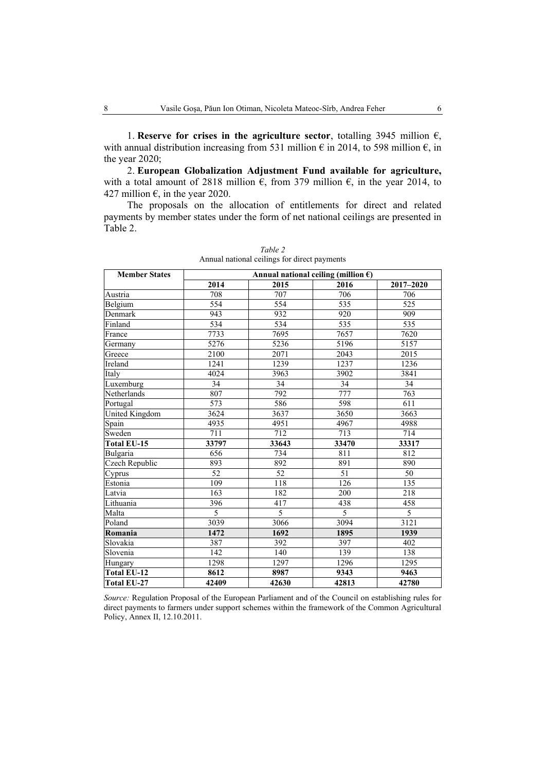1. **Reserve for crises in the agriculture sector**, totalling 3945 million €, with annual distribution increasing from 531 million € in 2014, to 598 million €, in the year 2020;

2. **European Globalization Adjustment Fund available for agriculture,** with a total amount of 2818 million €, from 379 million €, in the year 2014, to 427 million €, in the year 2020.

The proposals on the allocation of entitlements for direct and related payments by member states under the form of net national ceilings are presented in Table 2.

*Table 2*
Annual national ceilings for direct payments

| **Member States** | **Annual national ceiling (million €)** | | | |
|---|---|---|---|---|
| | **2014** | **2015** | **2016** | **2017–2020** |
| Austria | 708 | 707 | 706 | 706 |
| Belgium | 554 | 554 | 535 | 525 |
| Denmark | 943 | 932 | 920 | 909 |
| Finland | 534 | 534 | 535 | 535 |
| France | 7733 | 7695 | 7657 | 7620 |
| Germany | 5276 | 5236 | 5196 | 5157 |
| Greece | 2100 | 2071 | 2043 | 2015 |
| Ireland | 1241 | 1239 | 1237 | 1236 |
| Italy | 4024 | 3963 | 3902 | 3841 |
| Luxemburg | 34 | 34 | 34 | 34 |
| Netherlands | 807 | 792 | 777 | 763 |
| Portugal | 573 | 586 | 598 | 611 |
| United Kingdom | 3624 | 3637 | 3650 | 3663 |
| Spain | 4935 | 4951 | 4967 | 4988 |
| Sweden | 711 | 712 | 713 | 714 |
| **Total EU-15** | **33797** | **33643** | **33470** | **33317** |
| Bulgaria | 656 | 734 | 811 | 812 |
| Czech Republic | 893 | 892 | 891 | 890 |
| Cyprus | 52 | 52 | 51 | 50 |
| Estonia | 109 | 118 | 126 | 135 |
| Latvia | 163 | 182 | 200 | 218 |
| Lithuania | 396 | 417 | 438 | 458 |
| Malta | 5 | 5 | 5 | 5 |
| Poland | 3039 | 3066 | 3094 | 3121 |
| **Romania** | **1472** | **1692** | **1895** | **1939** |
| Slovakia | 387 | 392 | 397 | 402 |
| Slovenia | 142 | 140 | 139 | 138 |
| Hungary | 1298 | 1297 | 1296 | 1295 |
| **Total EU-12** | **8612** | **8987** | **9343** | **9463** |
| **Total EU-27** | **42409** | **42630** | **42813** | **42780** |

*Source:* Regulation Proposal of the European Parliament and of the Council on establishing rules for direct payments to farmers under support schemes within the framework of the Common Agricultural Policy, Annex II, 12.10.2011.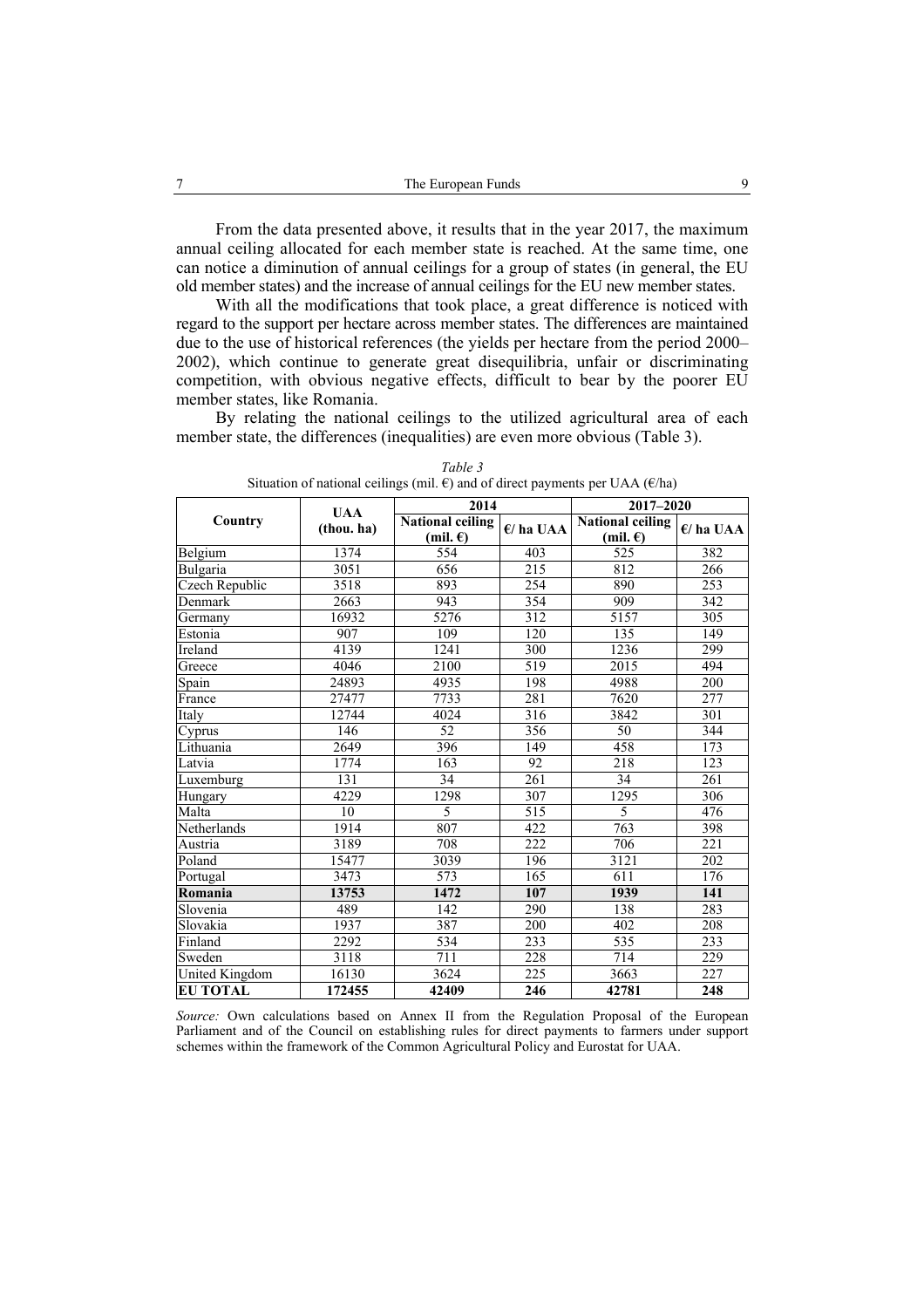From the data presented above, it results that in the year 2017, the maximum annual ceiling allocated for each member state is reached. At the same time, one can notice a diminution of annual ceilings for a group of states (in general, the EU old member states) and the increase of annual ceilings for the EU new member states.

With all the modifications that took place, a great difference is noticed with regard to the support per hectare across member states. The differences are maintained due to the use of historical references (the yields per hectare from the period 2000–2002), which continue to generate great disequilibria, unfair or discriminating competition, with obvious negative effects, difficult to bear by the poorer EU member states, like Romania.

By relating the national ceilings to the utilized agricultural area of each member state, the differences (inequalities) are even more obvious (Table 3).

*Table 3*

Situation of national ceilings (mil. €) and of direct payments per UAA (€/ha)

| Country | UAA (thou. ha) | 2014 | | 2017–2020 | |
|---|---|---|---|---|---|
| | | National ceiling (mil. €) | €/ ha UAA | National ceiling (mil. €) | €/ ha UAA |
| Belgium | 1374 | 554 | 403 | 525 | 382 |
| Bulgaria | 3051 | 656 | 215 | 812 | 266 |
| Czech Republic | 3518 | 893 | 254 | 890 | 253 |
| Denmark | 2663 | 943 | 354 | 909 | 342 |
| Germany | 16932 | 5276 | 312 | 5157 | 305 |
| Estonia | 907 | 109 | 120 | 135 | 149 |
| Ireland | 4139 | 1241 | 300 | 1236 | 299 |
| Greece | 4046 | 2100 | 519 | 2015 | 494 |
| Spain | 24893 | 4935 | 198 | 4988 | 200 |
| France | 27477 | 7733 | 281 | 7620 | 277 |
| Italy | 12744 | 4024 | 316 | 3842 | 301 |
| Cyprus | 146 | 52 | 356 | 50 | 344 |
| Lithuania | 2649 | 396 | 149 | 458 | 173 |
| Latvia | 1774 | 163 | 92 | 218 | 123 |
| Luxemburg | 131 | 34 | 261 | 34 | 261 |
| Hungary | 4229 | 1298 | 307 | 1295 | 306 |
| Malta | 10 | 5 | 515 | 5 | 476 |
| Netherlands | 1914 | 807 | 422 | 763 | 398 |
| Austria | 3189 | 708 | 222 | 706 | 221 |
| Poland | 15477 | 3039 | 196 | 3121 | 202 |
| Portugal | 3473 | 573 | 165 | 611 | 176 |
| **Romania** | **13753** | **1472** | **107** | **1939** | **141** |
| Slovenia | 489 | 142 | 290 | 138 | 283 |
| Slovakia | 1937 | 387 | 200 | 402 | 208 |
| Finland | 2292 | 534 | 233 | 535 | 233 |
| Sweden | 3118 | 711 | 228 | 714 | 229 |
| United Kingdom | 16130 | 3624 | 225 | 3663 | 227 |
| **EU TOTAL** | **172455** | **42409** | **246** | **42781** | **248** |

*Source:* Own calculations based on Annex II from the Regulation Proposal of the European Parliament and of the Council on establishing rules for direct payments to farmers under support schemes within the framework of the Common Agricultural Policy and Eurostat for UAA.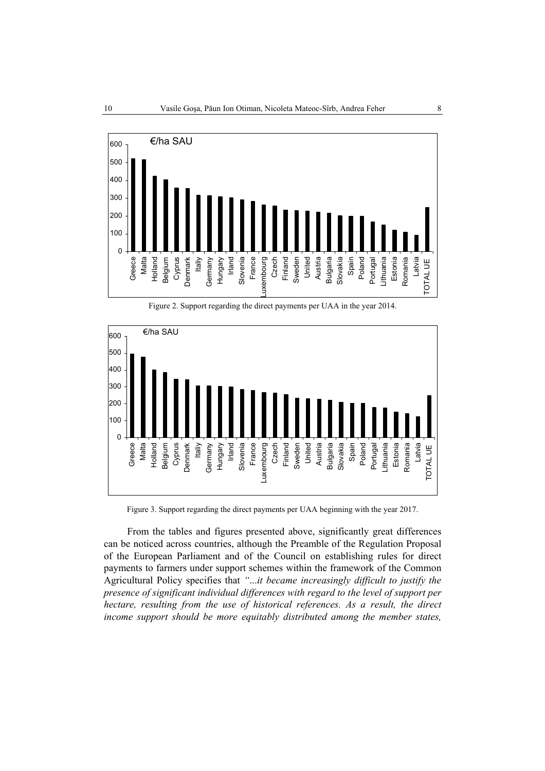Figure 2. Support regarding the direct payments per UAA in the year 2014.

Figure 3. Support regarding the direct payments per UAA beginning with the year 2017.

From the tables and figures presented above, significantly great differences can be noticed across countries, although the Preamble of the Regulation Proposal of the European Parliament and of the Council on establishing rules for direct payments to farmers under support schemes within the framework of the Common Agricultural Policy specifies that *"...it became increasingly difficult to justify the presence of significant individual differences with regard to the level of support per hectare, resulting from the use of historical references. As a result, the direct income support should be more equitably distributed among the member states,*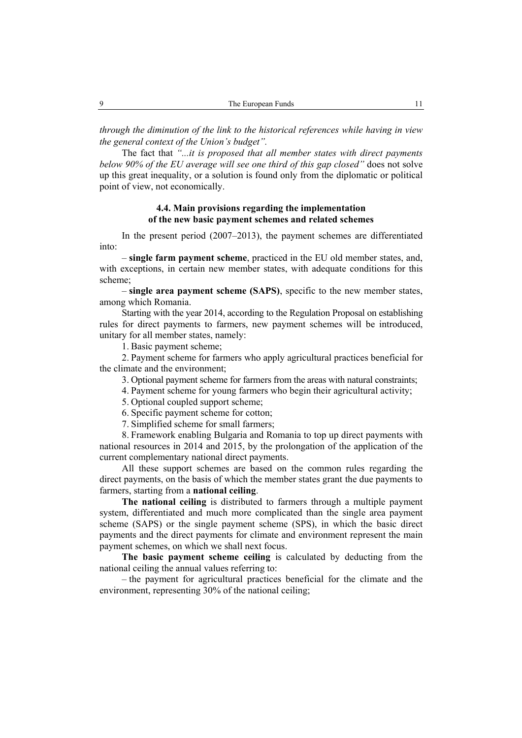*through the diminution of the link to the historical references while having in view the general context of the Union's budget".*

The fact that *"...it is proposed that all member states with direct payments below 90% of the EU average will see one third of this gap closed"* does not solve up this great inequality, or a solution is found only from the diplomatic or political point of view, not economically.

### 4.4. Main provisions regarding the implementation of the new basic payment schemes and related schemes

In the present period (2007–2013), the payment schemes are differentiated into:

– **single farm payment scheme**, practiced in the EU old member states, and, with exceptions, in certain new member states, with adequate conditions for this scheme;

– **single area payment scheme (SAPS)**, specific to the new member states, among which Romania.

Starting with the year 2014, according to the Regulation Proposal on establishing rules for direct payments to farmers, new payment schemes will be introduced, unitary for all member states, namely:

1. Basic payment scheme;
2. Payment scheme for farmers who apply agricultural practices beneficial for the climate and the environment;
3. Optional payment scheme for farmers from the areas with natural constraints;
4. Payment scheme for young farmers who begin their agricultural activity;
5. Optional coupled support scheme;
6. Specific payment scheme for cotton;
7. Simplified scheme for small farmers;
8. Framework enabling Bulgaria and Romania to top up direct payments with national resources in 2014 and 2015, by the prolongation of the application of the current complementary national direct payments.

All these support schemes are based on the common rules regarding the direct payments, on the basis of which the member states grant the due payments to farmers, starting from a **national ceiling**.

**The national ceiling** is distributed to farmers through a multiple payment system, differentiated and much more complicated than the single area payment scheme (SAPS) or the single payment scheme (SPS), in which the basic direct payments and the direct payments for climate and environment represent the main payment schemes, on which we shall next focus.

**The basic payment scheme ceiling** is calculated by deducting from the national ceiling the annual values referring to:

– the payment for agricultural practices beneficial for the climate and the environment, representing 30% of the national ceiling;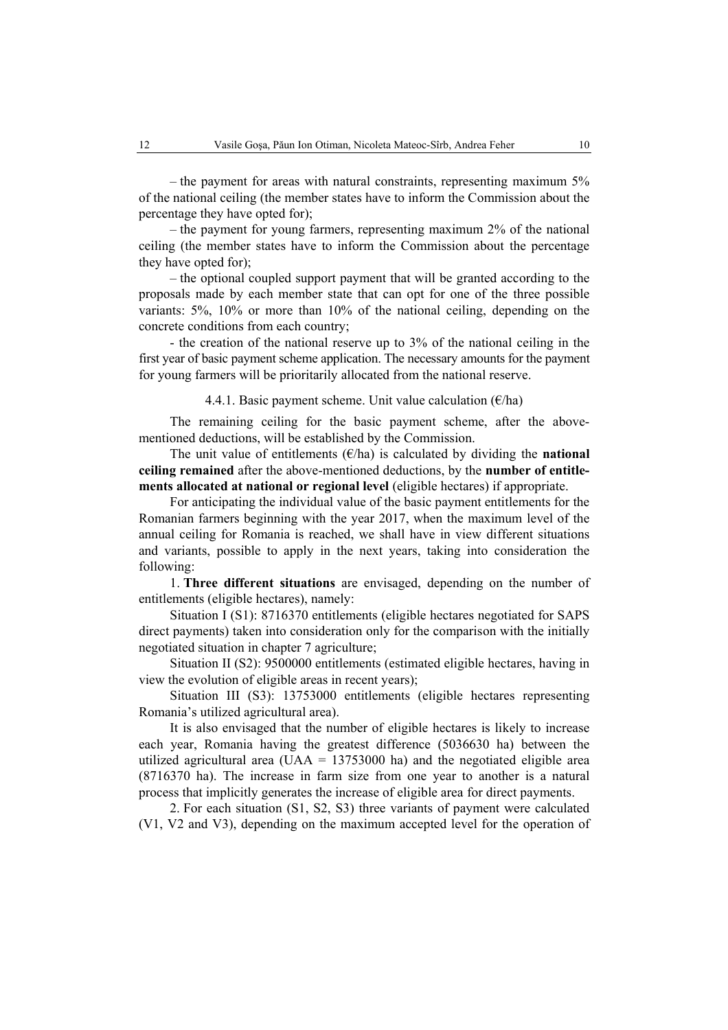– the payment for areas with natural constraints, representing maximum 5% of the national ceiling (the member states have to inform the Commission about the percentage they have opted for);

– the payment for young farmers, representing maximum 2% of the national ceiling (the member states have to inform the Commission about the percentage they have opted for);

– the optional coupled support payment that will be granted according to the proposals made by each member state that can opt for one of the three possible variants: 5%, 10% or more than 10% of the national ceiling, depending on the concrete conditions from each country;

- the creation of the national reserve up to 3% of the national ceiling in the first year of basic payment scheme application. The necessary amounts for the payment for young farmers will be prioritarily allocated from the national reserve.

#### 4.4.1. Basic payment scheme. Unit value calculation (€/ha)

The remaining ceiling for the basic payment scheme, after the above-mentioned deductions, will be established by the Commission.

The unit value of entitlements (€/ha) is calculated by dividing the **national ceiling remained** after the above-mentioned deductions, by the **number of entitlements allocated at national or regional level** (eligible hectares) if appropriate.

For anticipating the individual value of the basic payment entitlements for the Romanian farmers beginning with the year 2017, when the maximum level of the annual ceiling for Romania is reached, we shall have in view different situations and variants, possible to apply in the next years, taking into consideration the following:

1. **Three different situations** are envisaged, depending on the number of entitlements (eligible hectares), namely:

Situation I (S1): 8716370 entitlements (eligible hectares negotiated for SAPS direct payments) taken into consideration only for the comparison with the initially negotiated situation in chapter 7 agriculture;

Situation II (S2): 9500000 entitlements (estimated eligible hectares, having in view the evolution of eligible areas in recent years);

Situation III (S3): 13753000 entitlements (eligible hectares representing Romania's utilized agricultural area).

It is also envisaged that the number of eligible hectares is likely to increase each year, Romania having the greatest difference (5036630 ha) between the utilized agricultural area (UAA = 13753000 ha) and the negotiated eligible area (8716370 ha). The increase in farm size from one year to another is a natural process that implicitly generates the increase of eligible area for direct payments.

2. For each situation (S1, S2, S3) three variants of payment were calculated (V1, V2 and V3), depending on the maximum accepted level for the operation of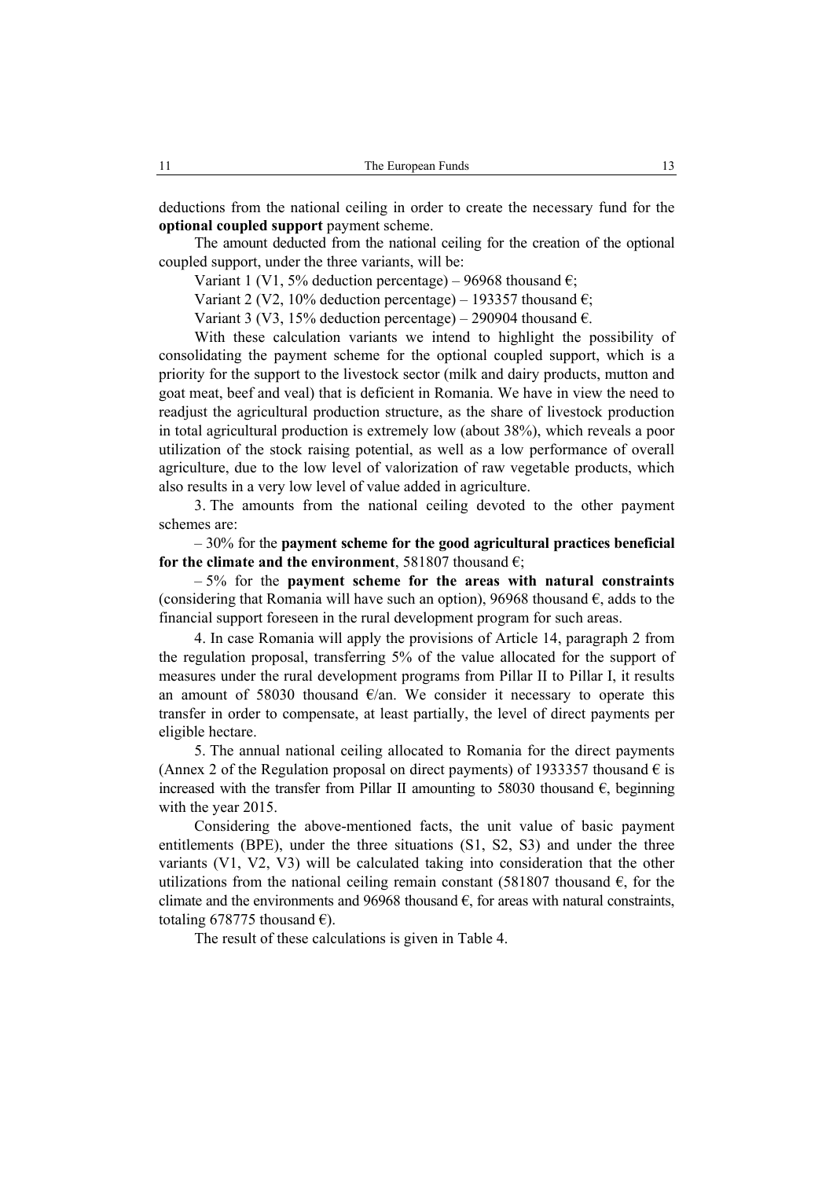deductions from the national ceiling in order to create the necessary fund for the **optional coupled support** payment scheme.

The amount deducted from the national ceiling for the creation of the optional coupled support, under the three variants, will be:

Variant 1 (V1, 5% deduction percentage) – 96968 thousand €;

Variant 2 (V2, 10% deduction percentage) – 193357 thousand €;

Variant 3 (V3, 15% deduction percentage) – 290904 thousand €.

With these calculation variants we intend to highlight the possibility of consolidating the payment scheme for the optional coupled support, which is a priority for the support to the livestock sector (milk and dairy products, mutton and goat meat, beef and veal) that is deficient in Romania. We have in view the need to readjust the agricultural production structure, as the share of livestock production in total agricultural production is extremely low (about 38%), which reveals a poor utilization of the stock raising potential, as well as a low performance of overall agriculture, due to the low level of valorization of raw vegetable products, which also results in a very low level of value added in agriculture.

3. The amounts from the national ceiling devoted to the other payment schemes are:

– 30% for the **payment scheme for the good agricultural practices beneficial for the climate and the environment**, 581807 thousand €;

– 5% for the **payment scheme for the areas with natural constraints** (considering that Romania will have such an option), 96968 thousand €, adds to the financial support foreseen in the rural development program for such areas.

4. In case Romania will apply the provisions of Article 14, paragraph 2 from the regulation proposal, transferring 5% of the value allocated for the support of measures under the rural development programs from Pillar II to Pillar I, it results an amount of 58030 thousand €/an. We consider it necessary to operate this transfer in order to compensate, at least partially, the level of direct payments per eligible hectare.

5. The annual national ceiling allocated to Romania for the direct payments (Annex 2 of the Regulation proposal on direct payments) of 1933357 thousand € is increased with the transfer from Pillar II amounting to 58030 thousand €, beginning with the year 2015.

Considering the above-mentioned facts, the unit value of basic payment entitlements (BPE), under the three situations (S1, S2, S3) and under the three variants (V1, V2, V3) will be calculated taking into consideration that the other utilizations from the national ceiling remain constant (581807 thousand €, for the climate and the environments and 96968 thousand €, for areas with natural constraints, totaling 678775 thousand €).

The result of these calculations is given in Table 4.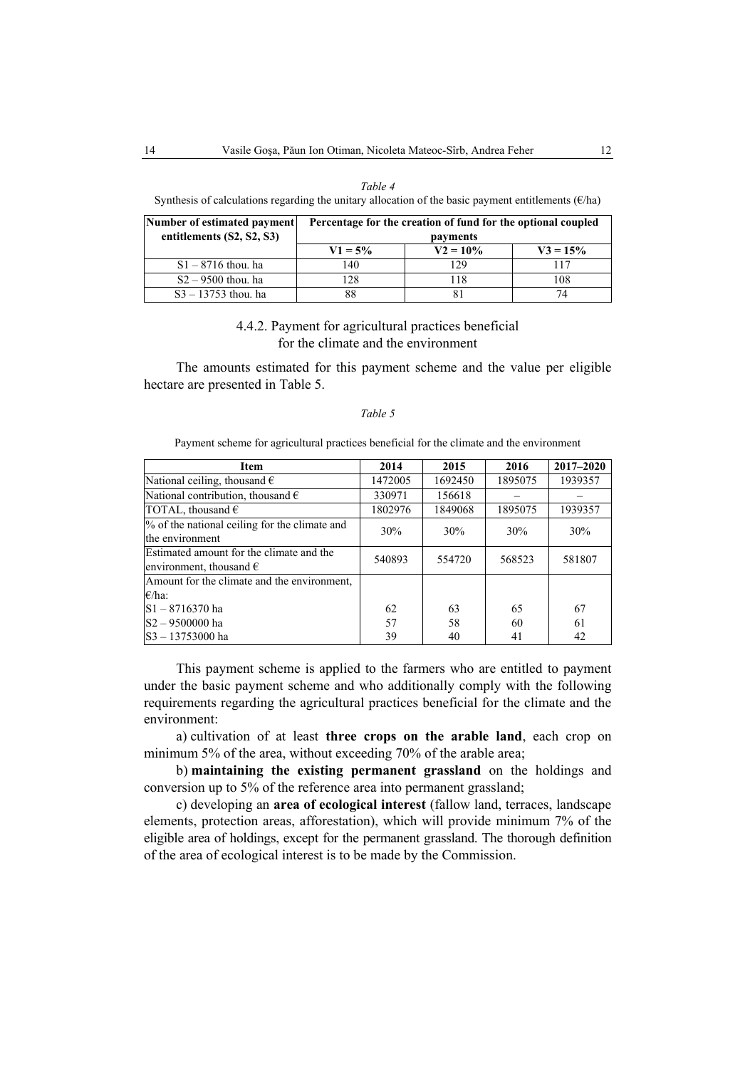*Table 4*

Synthesis of calculations regarding the unitary allocation of the basic payment entitlements (€/ha)

| Number of estimated payment entitlements (S2, S2, S3) | Percentage for the creation of fund for the optional coupled payments | | |
|---|---|---|---|
| | **V1 = 5%** | **V2 = 10%** | **V3 = 15%** |
| S1 – 8716 thou. ha | 140 | 129 | 117 |
| S2 – 9500 thou. ha | 128 | 118 | 108 |
| S3 – 13753 thou. ha | 88 | 81 | 74 |

### 4.4.2. Payment for agricultural practices beneficial for the climate and the environment

The amounts estimated for this payment scheme and the value per eligible hectare are presented in Table 5.

*Table 5*

Payment scheme for agricultural practices beneficial for the climate and the environment

| Item | 2014 | 2015 | 2016 | 2017–2020 |
|---|---|---|---|---|
| National ceiling, thousand € | 1472005 | 1692450 | 1895075 | 1939357 |
| National contribution, thousand € | 330971 | 156618 | – | – |
| TOTAL, thousand € | 1802976 | 1849068 | 1895075 | 1939357 |
| % of the national ceiling for the climate and the environment | 30% | 30% | 30% | 30% |
| Estimated amount for the climate and the environment, thousand € | 540893 | 554720 | 568523 | 581807 |
| Amount for the climate and the environment, €/ha: | | | | |
| S1 – 8716370 ha | 62 | 63 | 65 | 67 |
| S2 – 9500000 ha | 57 | 58 | 60 | 61 |
| S3 – 13753000 ha | 39 | 40 | 41 | 42 |

This payment scheme is applied to the farmers who are entitled to payment under the basic payment scheme and who additionally comply with the following requirements regarding the agricultural practices beneficial for the climate and the environment:

a) cultivation of at least **three crops on the arable land**, each crop on minimum 5% of the area, without exceeding 70% of the arable area;

b) **maintaining the existing permanent grassland** on the holdings and conversion up to 5% of the reference area into permanent grassland;

c) developing an **area of ecological interest** (fallow land, terraces, landscape elements, protection areas, afforestation), which will provide minimum 7% of the eligible area of holdings, except for the permanent grassland. The thorough definition of the area of ecological interest is to be made by the Commission.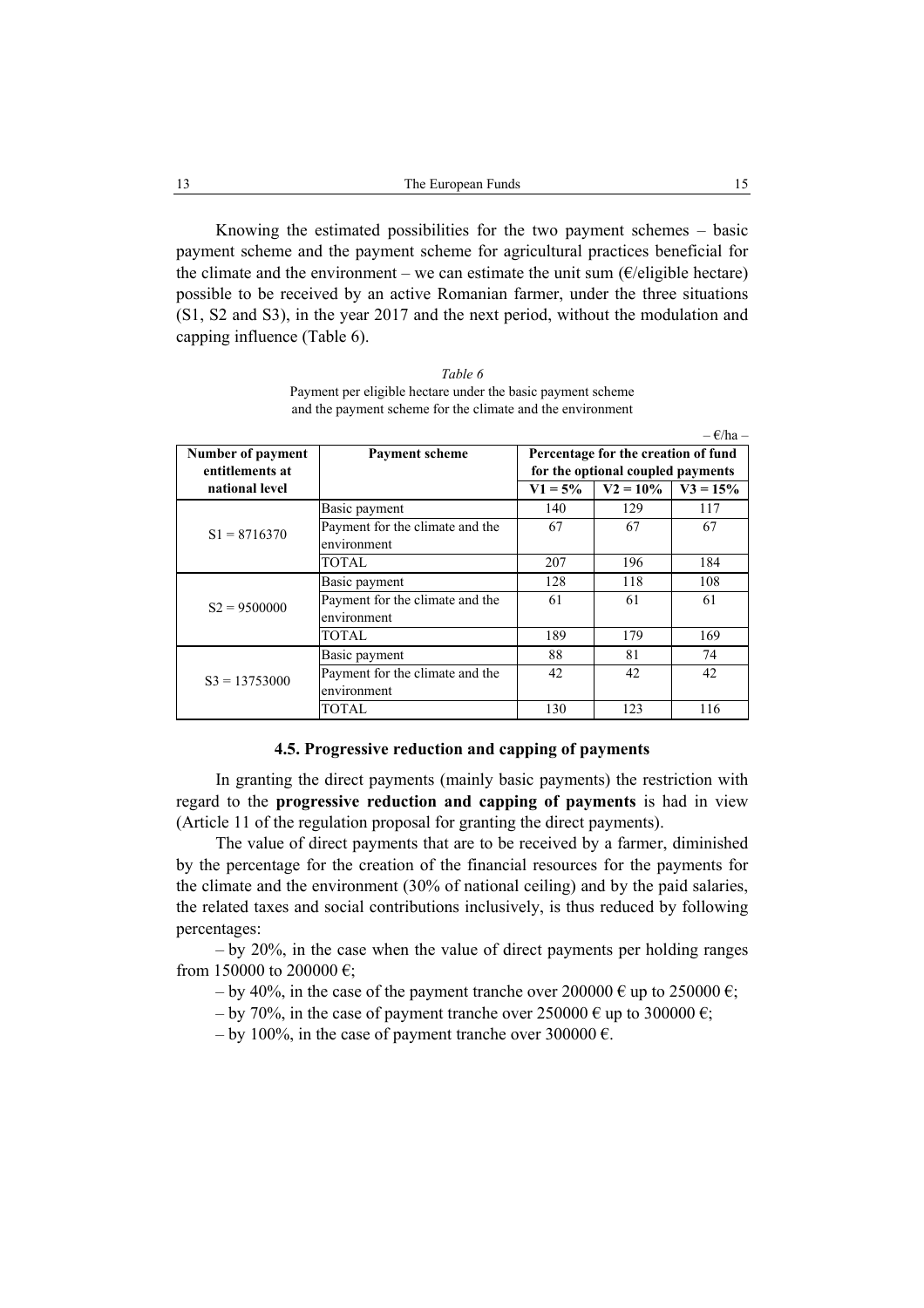Knowing the estimated possibilities for the two payment schemes – basic payment scheme and the payment scheme for agricultural practices beneficial for the climate and the environment – we can estimate the unit sum (€/eligible hectare) possible to be received by an active Romanian farmer, under the three situations (S1, S2 and S3), in the year 2017 and the next period, without the modulation and capping influence (Table 6).

*Table 6*

Payment per eligible hectare under the basic payment scheme and the payment scheme for the climate and the environment

– €/ha –

| Number of payment entitlements at national level | Payment scheme | Percentage for the creation of fund for the optional coupled payments | | |
|---|---|---|---|---|
| | | V1 = 5% | V2 = 10% | V3 = 15% |
| S1 = 8716370 | Basic payment | 140 | 129 | 117 |
| | Payment for the climate and the environment | 67 | 67 | 67 |
| | TOTAL | 207 | 196 | 184 |
| S2 = 9500000 | Basic payment | 128 | 118 | 108 |
| | Payment for the climate and the environment | 61 | 61 | 61 |
| | TOTAL | 189 | 179 | 169 |
| S3 = 13753000 | Basic payment | 88 | 81 | 74 |
| | Payment for the climate and the environment | 42 | 42 | 42 |
| | TOTAL | 130 | 123 | 116 |

### 4.5. Progressive reduction and capping of payments

In granting the direct payments (mainly basic payments) the restriction with regard to the **progressive reduction and capping of payments** is had in view (Article 11 of the regulation proposal for granting the direct payments).

The value of direct payments that are to be received by a farmer, diminished by the percentage for the creation of the financial resources for the payments for the climate and the environment (30% of national ceiling) and by the paid salaries, the related taxes and social contributions inclusively, is thus reduced by following percentages:

– by 20%, in the case when the value of direct payments per holding ranges from 150000 to 200000 €;

– by 40%, in the case of the payment tranche over 200000 € up to 250000 €;

– by 70%, in the case of payment tranche over 250000 € up to 300000 €;

– by 100%, in the case of payment tranche over 300000 €.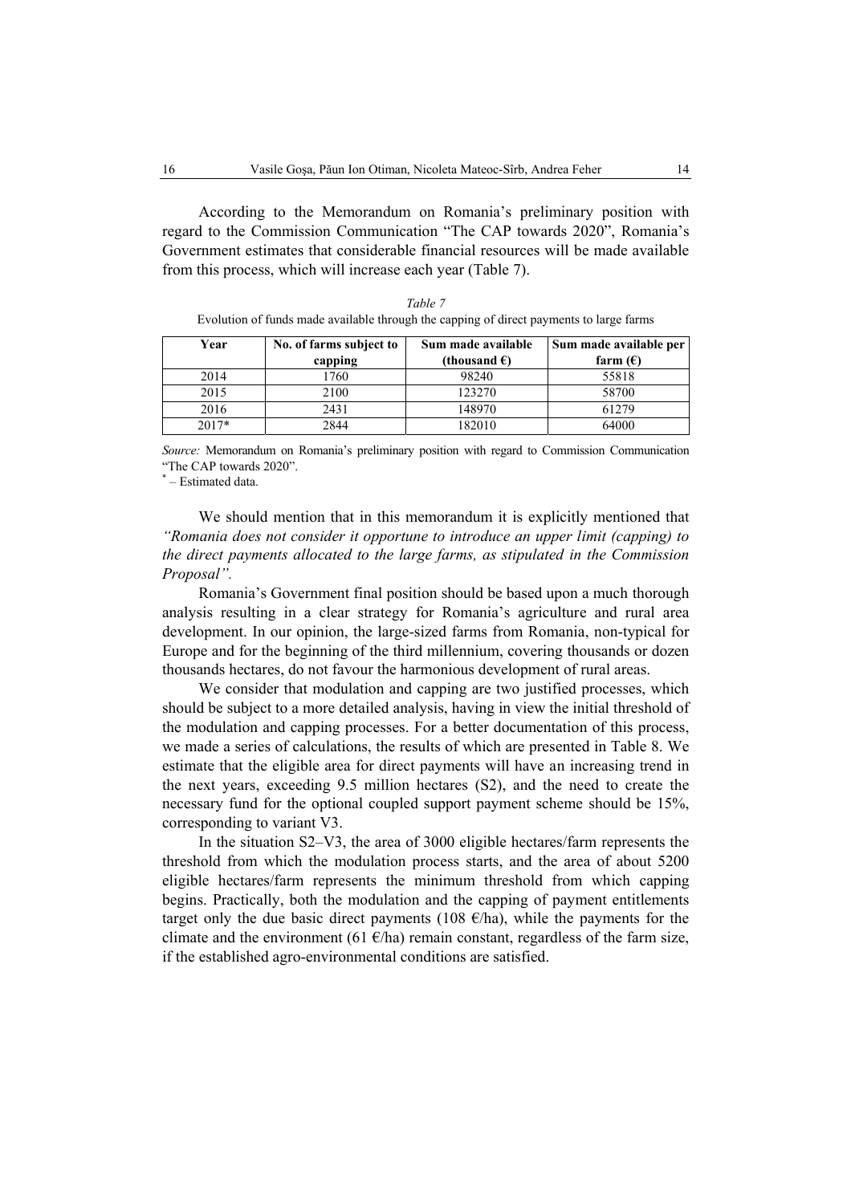According to the Memorandum on Romania's preliminary position with regard to the Commission Communication "The CAP towards 2020", Romania's Government estimates that considerable financial resources will be made available from this process, which will increase each year (Table 7).

*Table 7*

Evolution of funds made available through the capping of direct payments to large farms

| Year | No. of farms subject to capping | Sum made available (thousand €) | Sum made available per farm (€) |
|---|---|---|---|
| 2014 | 1760 | 98240 | 55818 |
| 2015 | 2100 | 123270 | 58700 |
| 2016 | 2431 | 148970 | 61279 |
| 2017* | 2844 | 182010 | 64000 |

*Source:* Memorandum on Romania's preliminary position with regard to Commission Communication "The CAP towards 2020".

* – Estimated data.

We should mention that in this memorandum it is explicitly mentioned that *"Romania does not consider it opportune to introduce an upper limit (capping) to the direct payments allocated to the large farms, as stipulated in the Commission Proposal".*

Romania's Government final position should be based upon a much thorough analysis resulting in a clear strategy for Romania's agriculture and rural area development. In our opinion, the large-sized farms from Romania, non-typical for Europe and for the beginning of the third millennium, covering thousands or dozen thousands hectares, do not favour the harmonious development of rural areas.

We consider that modulation and capping are two justified processes, which should be subject to a more detailed analysis, having in view the initial threshold of the modulation and capping processes. For a better documentation of this process, we made a series of calculations, the results of which are presented in Table 8. We estimate that the eligible area for direct payments will have an increasing trend in the next years, exceeding 9.5 million hectares (S2), and the need to create the necessary fund for the optional coupled support payment scheme should be 15%, corresponding to variant V3.

In the situation S2–V3, the area of 3000 eligible hectares/farm represents the threshold from which the modulation process starts, and the area of about 5200 eligible hectares/farm represents the minimum threshold from which capping begins. Practically, both the modulation and the capping of payment entitlements target only the due basic direct payments (108 €/ha), while the payments for the climate and the environment (61 €/ha) remain constant, regardless of the farm size, if the established agro-environmental conditions are satisfied.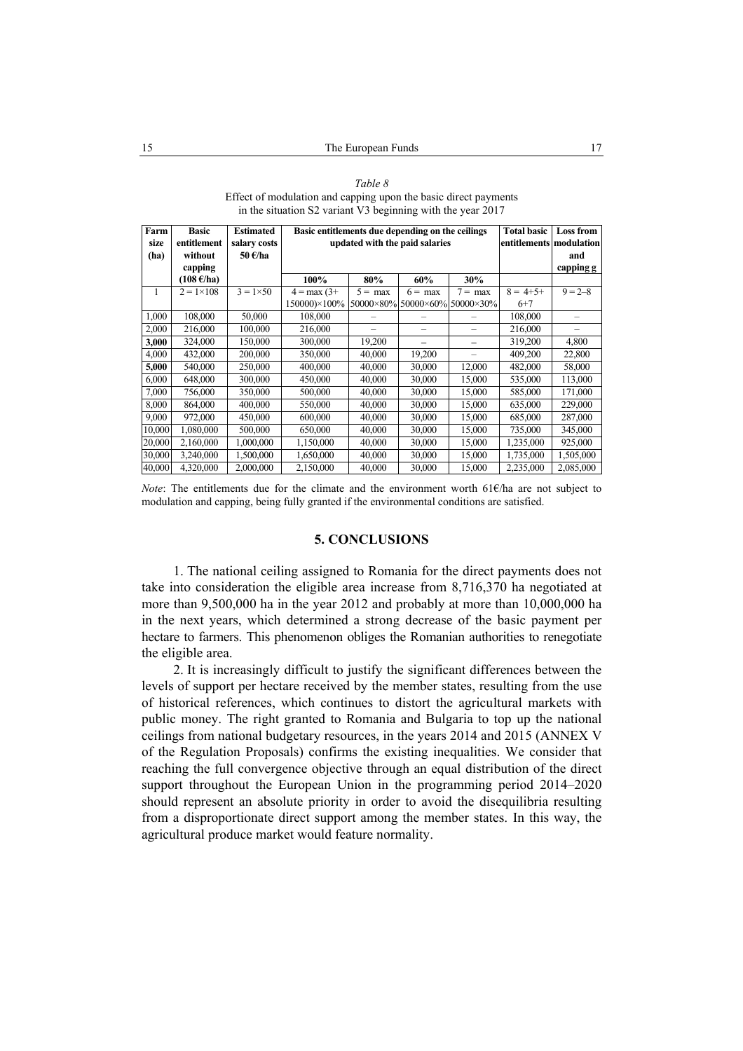*Table 8*
Effect of modulation and capping upon the basic direct payments in the situation S2 variant V3 beginning with the year 2017

| Farm size (ha) | Basic entitlement without capping (108 €/ha) | Estimated salary costs 50 €/ha | Basic entitlements due depending on the ceilings updated with the paid salaries | | | | Total basic entitlements | Loss from modulation and capping g |
|---|---|---|---|---|---|---|---|---|
| | | | 100% | 80% | 60% | 30% | | |
| 1 | 2 = 1×108 | 3 = 1×50 | 4 = max (3+ 150000)×100% | 5 = max 50000×80% | 6 = max 50000×60% | 7 = max 50000×30% | 8 = 4+5+ 6+7 | 9 = 2–8 |
| 1,000 | 108,000 | 50,000 | 108,000 | – | – | – | 108,000 | – |
| 2,000 | 216,000 | 100,000 | 216,000 | – | – | – | 216,000 | – |
| **3,000** | 324,000 | 150,000 | 300,000 | 19,200 | – | – | 319,200 | 4,800 |
| 4,000 | 432,000 | 200,000 | 350,000 | 40,000 | 19,200 | – | 409,200 | 22,800 |
| **5,000** | 540,000 | 250,000 | 400,000 | 40,000 | 30,000 | 12,000 | 482,000 | 58,000 |
| 6,000 | 648,000 | 300,000 | 450,000 | 40,000 | 30,000 | 15,000 | 535,000 | 113,000 |
| 7,000 | 756,000 | 350,000 | 500,000 | 40,000 | 30,000 | 15,000 | 585,000 | 171,000 |
| 8,000 | 864,000 | 400,000 | 550,000 | 40,000 | 30,000 | 15,000 | 635,000 | 229,000 |
| 9,000 | 972,000 | 450,000 | 600,000 | 40,000 | 30,000 | 15,000 | 685,000 | 287,000 |
| 10,000 | 1,080,000 | 500,000 | 650,000 | 40,000 | 30,000 | 15,000 | 735,000 | 345,000 |
| 20,000 | 2,160,000 | 1,000,000 | 1,150,000 | 40,000 | 30,000 | 15,000 | 1,235,000 | 925,000 |
| 30,000 | 3,240,000 | 1,500,000 | 1,650,000 | 40,000 | 30,000 | 15,000 | 1,735,000 | 1,505,000 |
| 40,000 | 4,320,000 | 2,000,000 | 2,150,000 | 40,000 | 30,000 | 15,000 | 2,235,000 | 2,085,000 |

*Note*: The entitlements due for the climate and the environment worth 61€/ha are not subject to modulation and capping, being fully granted if the environmental conditions are satisfied.

## 5. CONCLUSIONS

1. The national ceiling assigned to Romania for the direct payments does not take into consideration the eligible area increase from 8,716,370 ha negotiated at more than 9,500,000 ha in the year 2012 and probably at more than 10,000,000 ha in the next years, which determined a strong decrease of the basic payment per hectare to farmers. This phenomenon obliges the Romanian authorities to renegotiate the eligible area.

2. It is increasingly difficult to justify the significant differences between the levels of support per hectare received by the member states, resulting from the use of historical references, which continues to distort the agricultural markets with public money. The right granted to Romania and Bulgaria to top up the national ceilings from national budgetary resources, in the years 2014 and 2015 (ANNEX V of the Regulation Proposals) confirms the existing inequalities. We consider that reaching the full convergence objective through an equal distribution of the direct support throughout the European Union in the programming period 2014–2020 should represent an absolute priority in order to avoid the disequilibria resulting from a disproportionate direct support among the member states. In this way, the agricultural produce market would feature normality.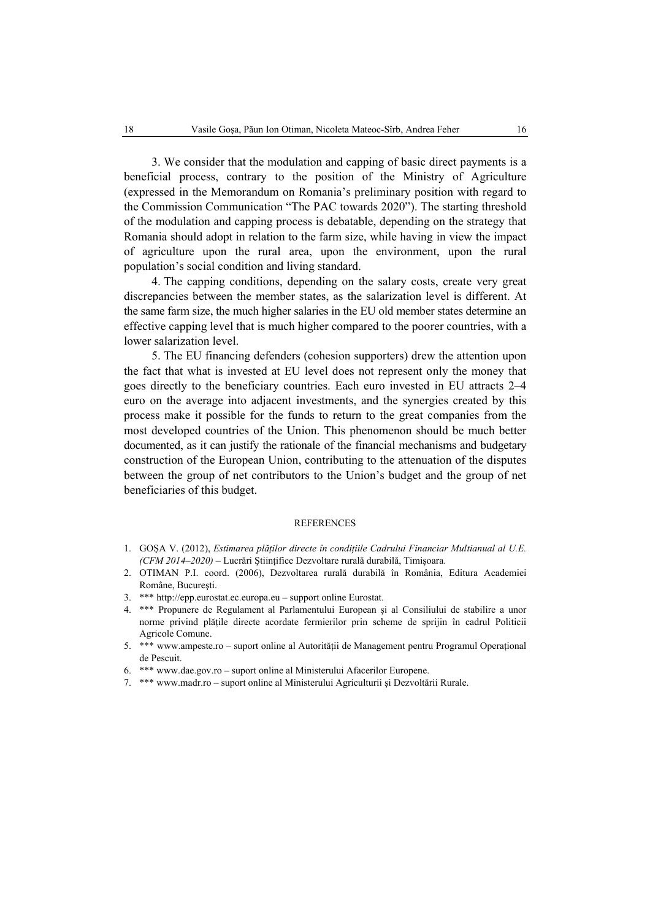3. We consider that the modulation and capping of basic direct payments is a beneficial process, contrary to the position of the Ministry of Agriculture (expressed in the Memorandum on Romania's preliminary position with regard to the Commission Communication "The PAC towards 2020"). The starting threshold of the modulation and capping process is debatable, depending on the strategy that Romania should adopt in relation to the farm size, while having in view the impact of agriculture upon the rural area, upon the environment, upon the rural population's social condition and living standard.

4. The capping conditions, depending on the salary costs, create very great discrepancies between the member states, as the salarization level is different. At the same farm size, the much higher salaries in the EU old member states determine an effective capping level that is much higher compared to the poorer countries, with a lower salarization level.

5. The EU financing defenders (cohesion supporters) drew the attention upon the fact that what is invested at EU level does not represent only the money that goes directly to the beneficiary countries. Each euro invested in EU attracts 2–4 euro on the average into adjacent investments, and the synergies created by this process make it possible for the funds to return to the great companies from the most developed countries of the Union. This phenomenon should be much better documented, as it can justify the rationale of the financial mechanisms and budgetary construction of the European Union, contributing to the attenuation of the disputes between the group of net contributors to the Union's budget and the group of net beneficiaries of this budget.

## REFERENCES

1. GOŞA V. (2012), *Estimarea plăților directe în condițiile Cadrului Financiar Multianual al U.E. (CFM 2014–2020)* – Lucrări Ştiinţifice Dezvoltare rurală durabilă, Timişoara.
2. OTIMAN P.I. coord. (2006), Dezvoltarea rurală durabilă în România, Editura Academiei Române, Bucureşti.
3. *** http://epp.eurostat.ec.europa.eu – support online Eurostat.
4. *** Propunere de Regulament al Parlamentului European şi al Consiliului de stabilire a unor norme privind plățile directe acordate fermierilor prin scheme de sprijin în cadrul Politicii Agricole Comune.
5. *** www.ampeste.ro – suport online al Autorității de Management pentru Programul Operațional de Pescuit.
6. *** www.dae.gov.ro – suport online al Ministerului Afacerilor Europene.
7. *** www.madr.ro – suport online al Ministerului Agriculturii şi Dezvoltării Rurale.